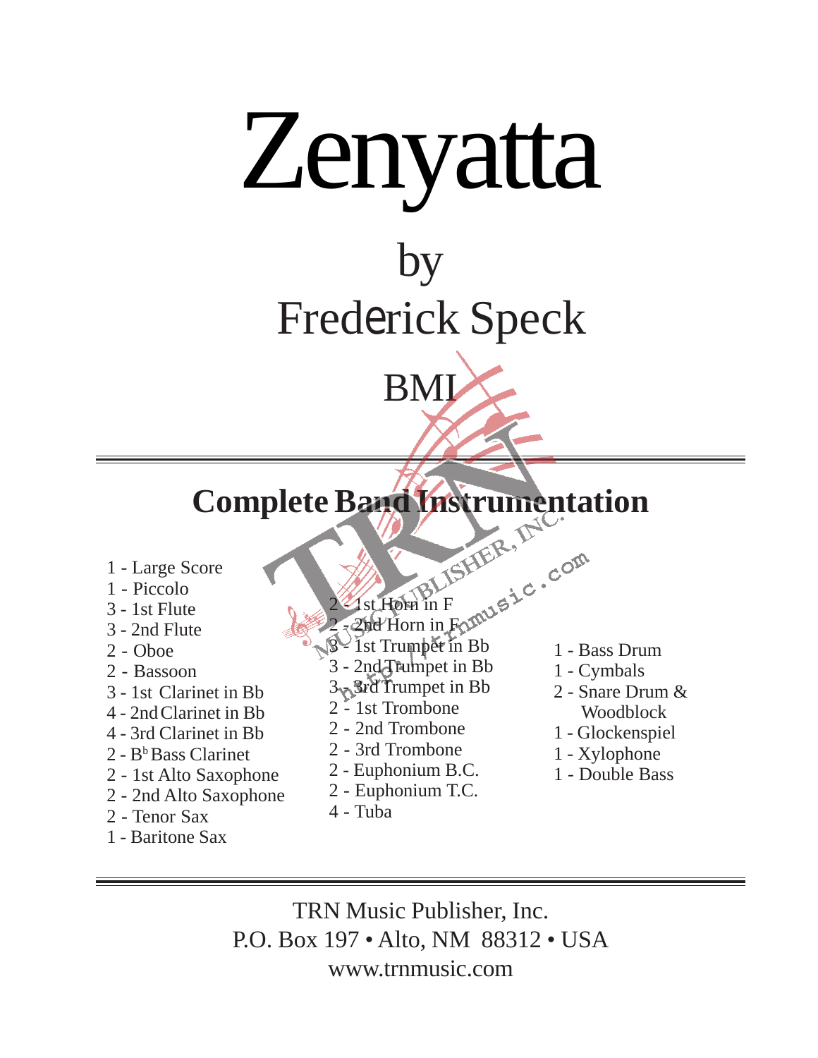# Zenyatta

## by
## Frederick Speck

BMI

## Complete Band Instrumentation

- 1 - Large Score
- 1 - Piccolo
- 3 - 1st Flute
- 3 - 2nd Flute
- 2 - Oboe
- 2 - Bassoon
- 3 - 1st Clarinet in Bb
- 4 - 2nd Clarinet in Bb
- 4 - 3rd Clarinet in Bb
- 2 - B♭ Bass Clarinet
- 2 - 1st Alto Saxophone
- 2 - 2nd Alto Saxophone
- 2 - Tenor Sax
- 1 - Baritone Sax
- 2 - 1st Horn in F
- 2 - 2nd Horn in F
- 3 - 1st Trumpet in Bb
- 3 - 2nd Trumpet in Bb
- 3 - 3rd Trumpet in Bb
- 2 - 1st Trombone
- 2 - 2nd Trombone
- 2 - 3rd Trombone
- 2 - Euphonium B.C.
- 2 - Euphonium T.C.
- 4 - Tuba
- 1 - Bass Drum
- 1 - Cymbals
- 2 - Snare Drum & Woodblock
- 1 - Glockenspiel
- 1 - Xylophone
- 1 - Double Bass

TRN Music Publisher, Inc.
P.O. Box 197 • Alto, NM 88312 • USA
www.trnmusic.com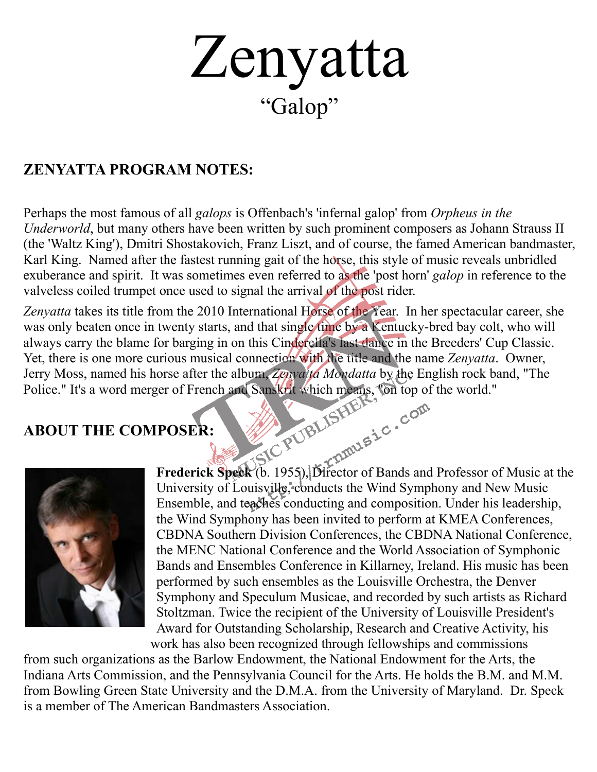# Zenyatta

## "Galop"

### ZENYATTA PROGRAM NOTES:

Perhaps the most famous of all *galops* is Offenbach's 'infernal galop' from *Orpheus in the Underworld*, but many others have been written by such prominent composers as Johann Strauss II (the 'Waltz King'), Dmitri Shostakovich, Franz Liszt, and of course, the famed American bandmaster, Karl King. Named after the fastest running gait of the horse, this style of music reveals unbridled exuberance and spirit. It was sometimes even referred to as the 'post horn' *galop* in reference to the valveless coiled trumpet once used to signal the arrival of the post rider.

*Zenyatta* takes its title from the 2010 International Horse of the Year. In her spectacular career, she was only beaten once in twenty starts, and that single time by a Kentucky-bred bay colt, who will always carry the blame for barging in on this Cinderella's last dance in the Breeders' Cup Classic. Yet, there is one more curious musical connection with the title and the name *Zenyatta*. Owner, Jerry Moss, named his horse after the album, *Zenyatta Mondatta* by the English rock band, "The Police." It's a word merger of French and Sanskrit which means, "on top of the world."

### ABOUT THE COMPOSER:

**Frederick Speck** (b. 1955), Director of Bands and Professor of Music at the University of Louisville, conducts the Wind Symphony and New Music Ensemble, and teaches conducting and composition. Under his leadership, the Wind Symphony has been invited to perform at KMEA Conferences, CBDNA Southern Division Conferences, the CBDNA National Conference, the MENC National Conference and the World Association of Symphonic Bands and Ensembles Conference in Killarney, Ireland. His music has been performed by such ensembles as the Louisville Orchestra, the Denver Symphony and Speculum Musicae, and recorded by such artists as Richard Stoltzman. Twice the recipient of the University of Louisville President's Award for Outstanding Scholarship, Research and Creative Activity, his work has also been recognized through fellowships and commissions from such organizations as the Barlow Endowment, the National Endowment for the Arts, the Indiana Arts Commission, and the Pennsylvania Council for the Arts. He holds the B.M. and M.M. from Bowling Green State University and the D.M.A. from the University of Maryland. Dr. Speck is a member of The American Bandmasters Association.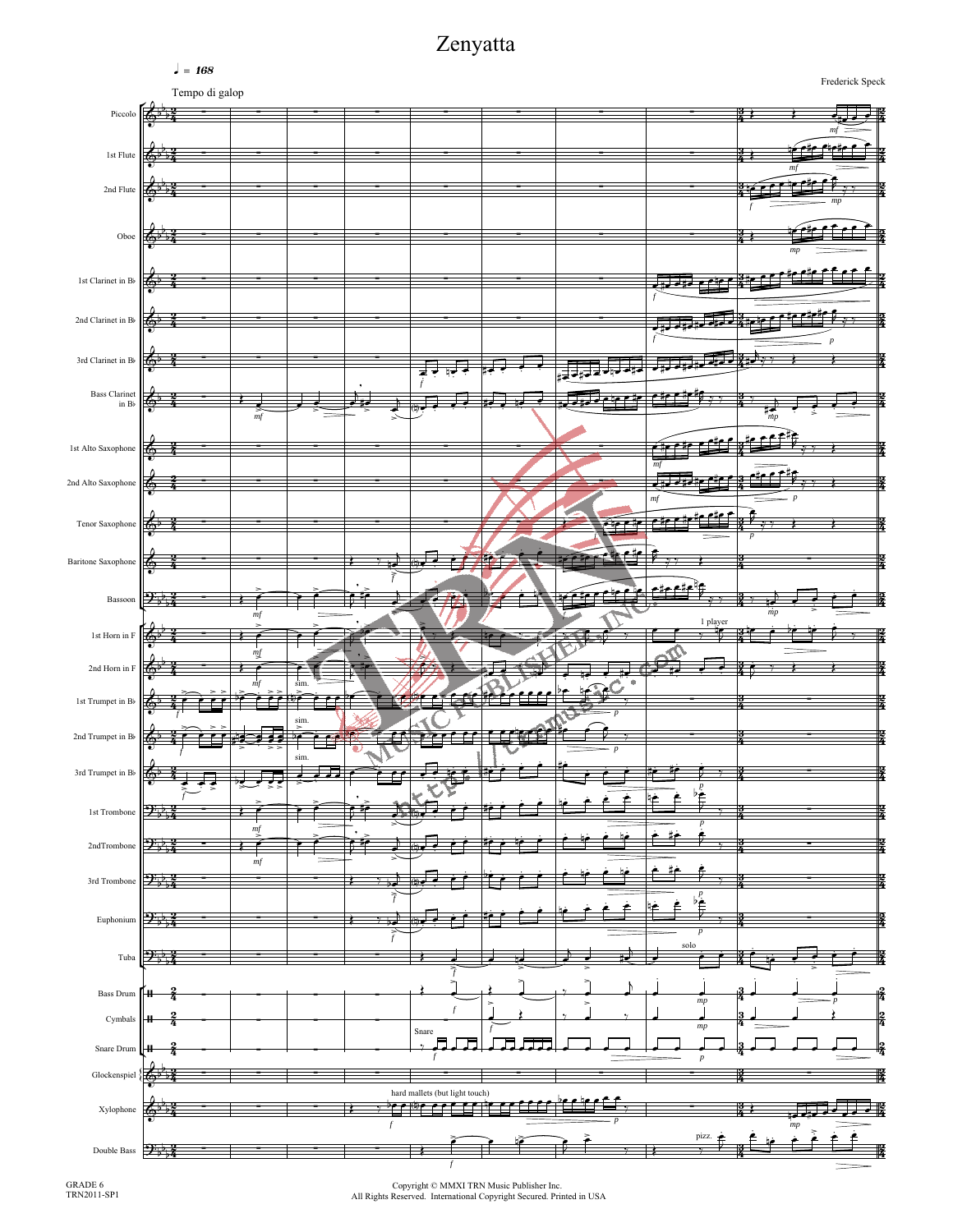# Zenyatta

♩ = 168

Tempo di galop

Frederick Speck

Copyright © MMXI TRN Music Publisher Inc.
All Rights Reserved. International Copyright Secured. Printed in USA

GRADE 6
TRN2011-SP1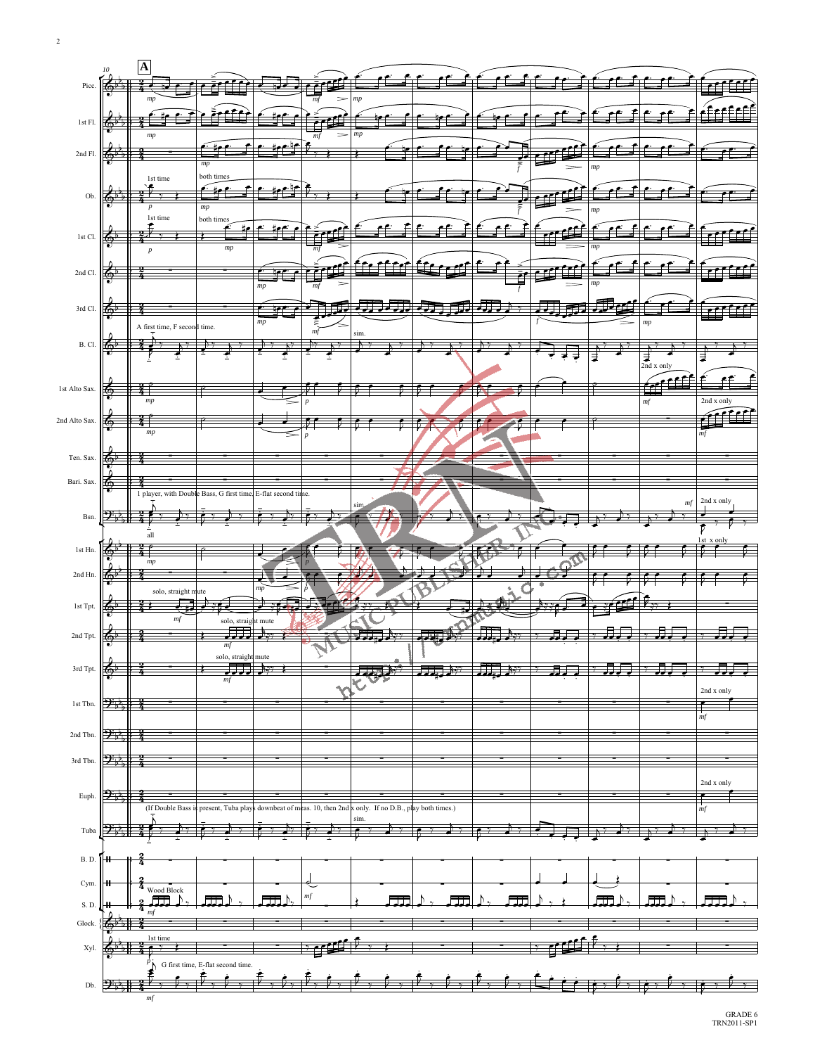A

1st time

both times

A first time, F second time.

sim.

2nd x only

1 player, with Double Bass, G first time, E-flat second time.

all

1st x only

solo, straight mute

(If Double Bass is present, Tuba plays downbeat of meas. 10, then 2nd x only. If no D.B., play both times.)

Wood Block

G first time, E-flat second time.

GRADE 6
TRN2011-SP1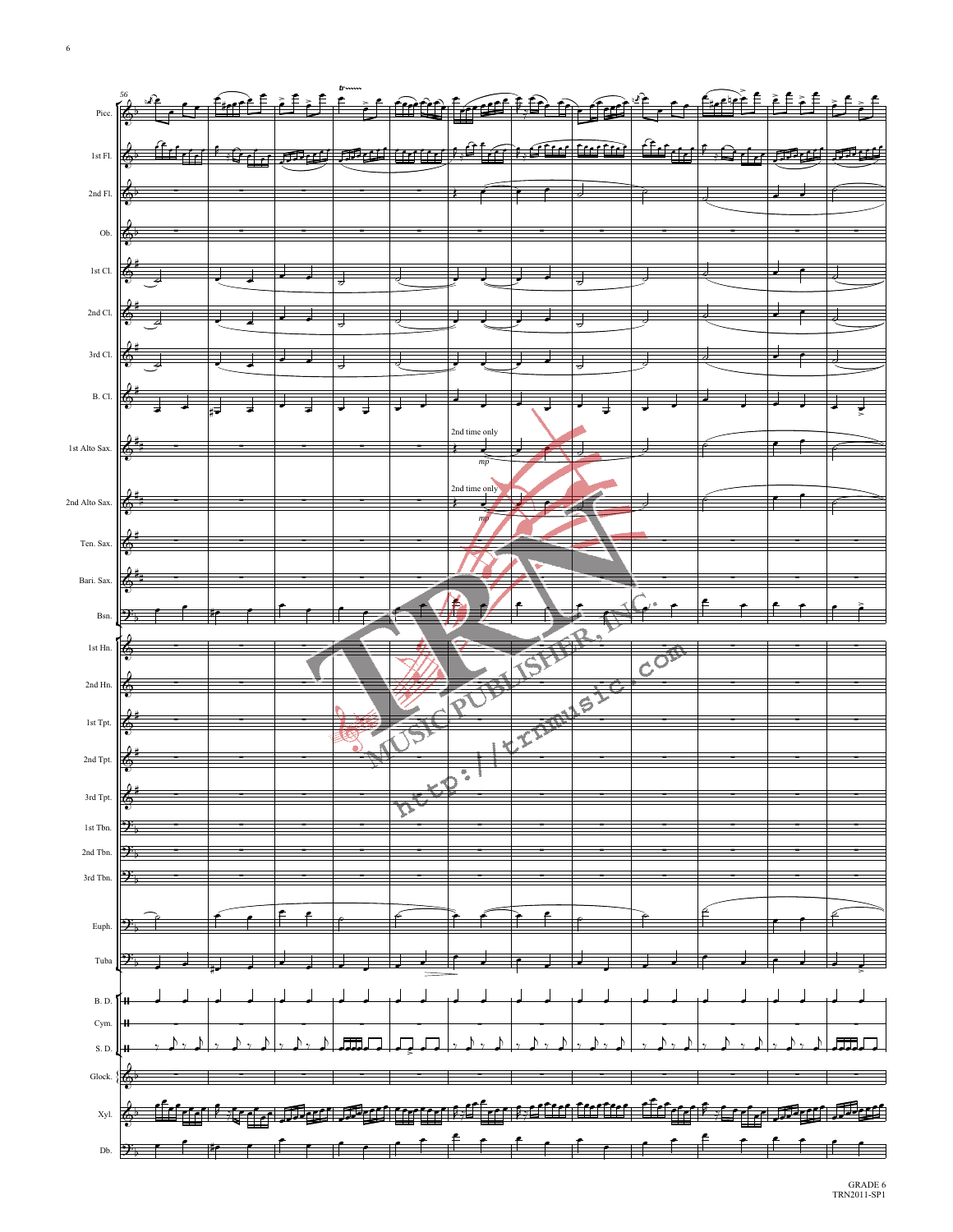Picc.

1st Fl.

2nd Fl.

Ob.

1st Cl.

2nd Cl.

3rd Cl.

B. Cl.

1st Alto Sax.

2nd time only

*mp*

2nd Alto Sax.

2nd time only

*mp*

Ten. Sax.

Bari. Sax.

Bsn.

1st Hn.

2nd Hn.

1st Tpt.

2nd Tpt.

3rd Tpt.

1st Tbn.

2nd Tbn.

3rd Tbn.

Euph.

Tuba

B. D.

Cym.

S. D.

Glock.

Xyl.

Db.

GRADE 6
TRN2011-SP1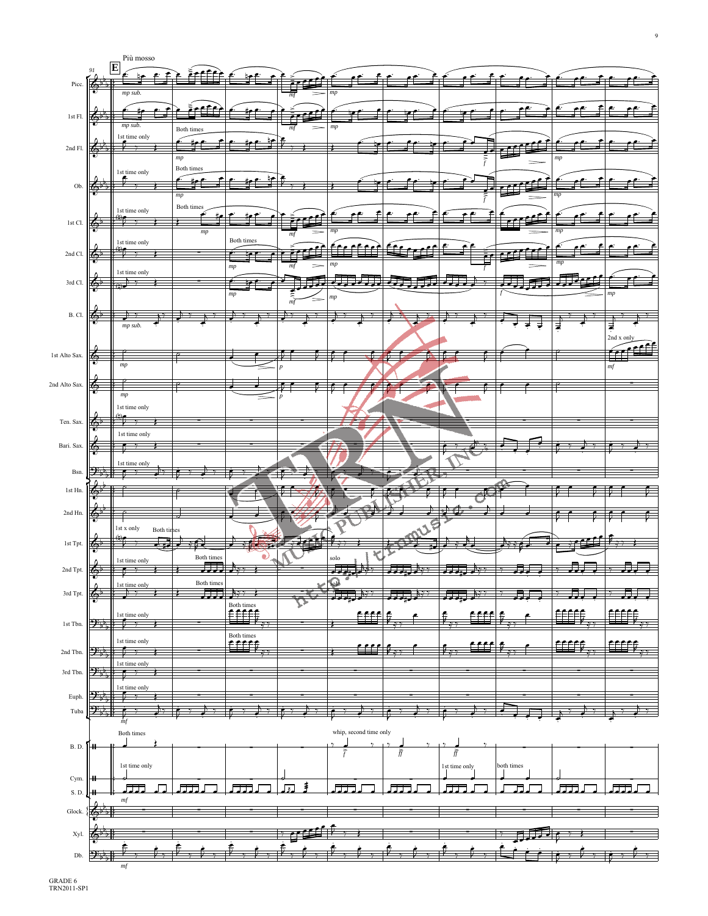Più mosso

91 **E**

Picc. — *mp sub.* — *mf* — *mp*

1st Fl. — *mp sub.* — *mf* — *mp*

2nd Fl. — 1st time only — Both times — *mp* — *f* — *mp*

Ob. — 1st time only — Both times — *mp* — *f* — *mp*

1st Cl. — 1st time only — Both times — *mp* — *mf* — *mp* — *mp*

2nd Cl. — 1st time only — Both times — *mp* — *mf* — *mp* — *f* — *mp*

3rd Cl. — 1st time only — *mp* — *mf* — *mp* — *f* — *mp*

B. Cl. — *mp sub.*

1st Alto Sax. — *mp* — *p* — 2nd x only — *mf*

2nd Alto Sax. — *mp* — *p*

Ten. Sax. — 1st time only

Bari. Sax. — 1st time only

Bsn. — 1st time only

1st Hn.

2nd Hn.

1st Tpt. — 1st x only — Both times

2nd Tpt. — 1st time only — Both times — solo

3rd Tpt. — 1st time only — Both times — solo

1st Tbn. — 1st time only — Both times

2nd Tbn. — 1st time only — Both times

3rd Tbn. — 1st time only

Euph. — 1st time only

Tuba — *mf*

B. D. — Both times — whip, second time only — *f* — *ff* — *ff*

Cym. — 1st time only — 1st time only — both times

S. D. — *mf*

Glock.

Xyl.

Db. — *mf*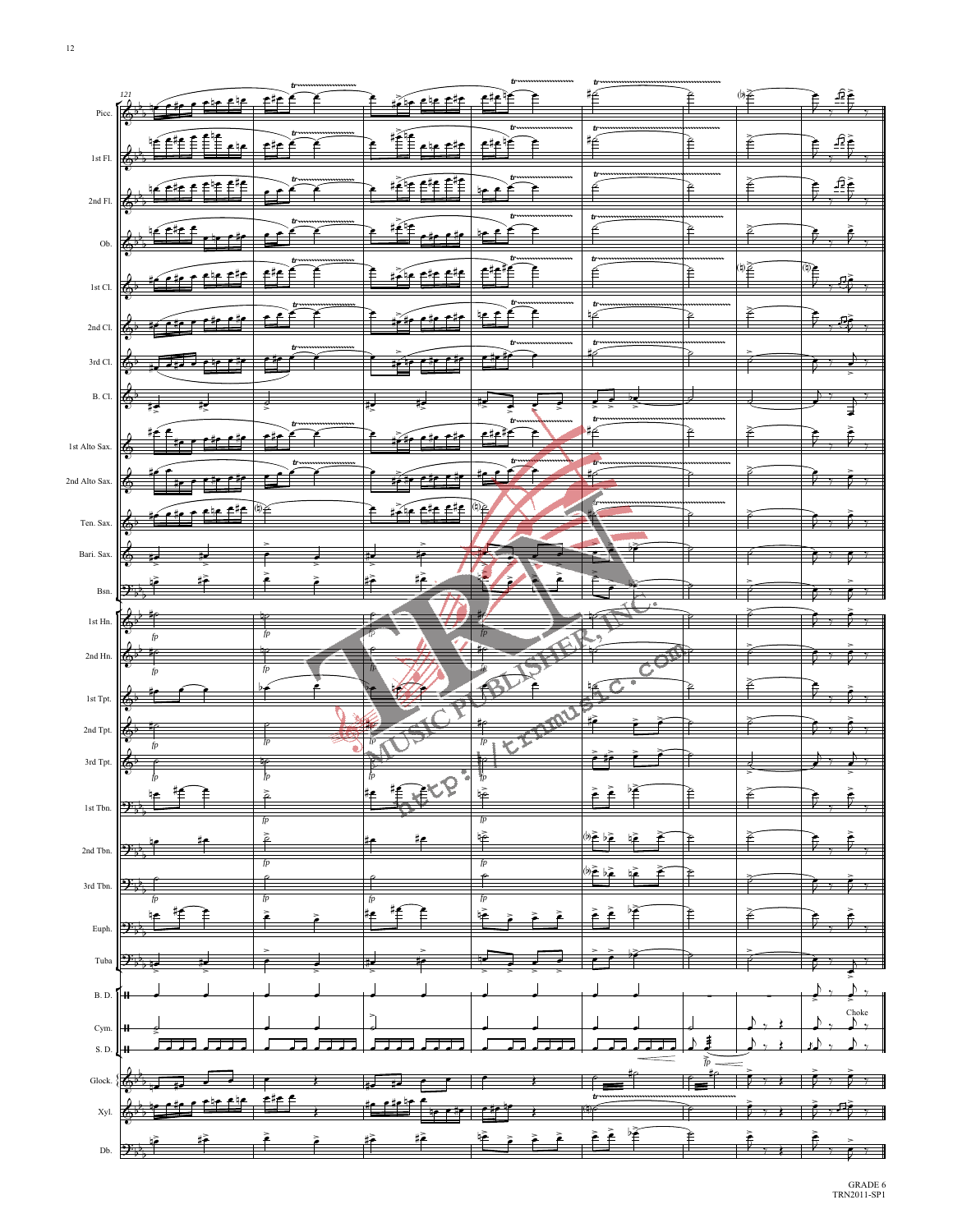121

Picc.

1st Fl.

2nd Fl.

Ob.

1st Cl.

2nd Cl.

3rd Cl.

B. Cl.

1st Alto Sax.

2nd Alto Sax.

Ten. Sax.

Bari. Sax.

Bsn.

1st Hn.

2nd Hn.

1st Tpt.

2nd Tpt.

3rd Tpt.

1st Tbn.

2nd Tbn.

3rd Tbn.

Euph.

Tuba

B. D.

Cym.

S. D.

Glock.

Xyl.

Db.

Choke